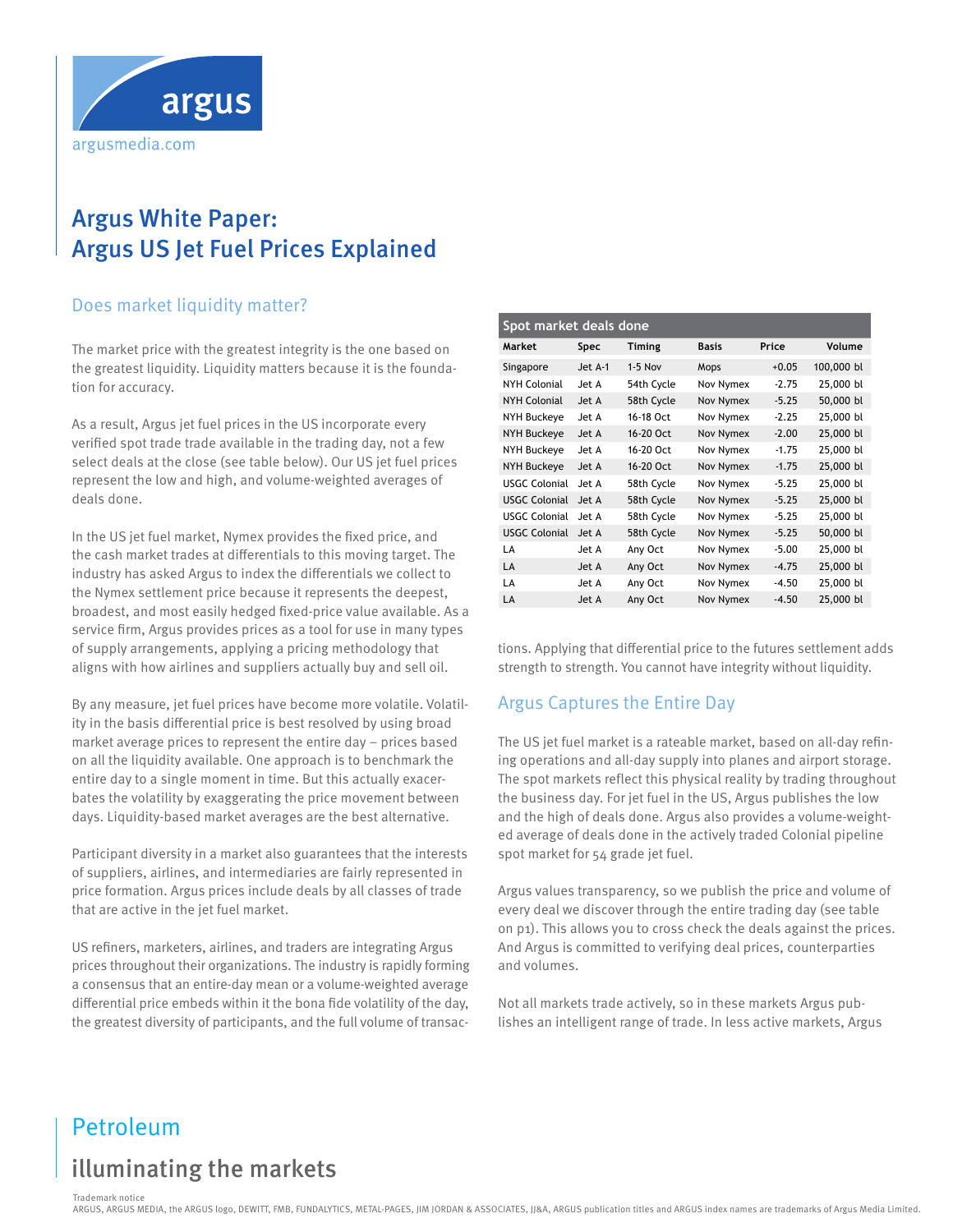argus

argusmedia.com

# Argus White Paper: Argus US Jet Fuel Prices Explained

## Does market liquidity matter?

The market price with the greatest integrity is the one based on the greatest liquidity. Liquidity matters because it is the foundation for accuracy.

As a result, Argus jet fuel prices in the US incorporate every verified spot trade trade available in the trading day, not a few select deals at the close (see table below). Our US jet fuel prices represent the low and high, and volume-weighted averages of deals done.

In the US jet fuel market, Nymex provides the fixed price, and the cash market trades at differentials to this moving target. The industry has asked Argus to index the differentials we collect to the Nymex settlement price because it represents the deepest, broadest, and most easily hedged fixed-price value available. As a service firm, Argus provides prices as a tool for use in many types of supply arrangements, applying a pricing methodology that aligns with how airlines and suppliers actually buy and sell oil.

By any measure, jet fuel prices have become more volatile. Volatility in the basis differential price is best resolved by using broad market average prices to represent the entire day – prices based on all the liquidity available. One approach is to benchmark the entire day to a single moment in time. But this actually exacerbates the volatility by exaggerating the price movement between days. Liquidity-based market averages are the best alternative.

Participant diversity in a market also guarantees that the interests of suppliers, airlines, and intermediaries are fairly represented in price formation. Argus prices include deals by all classes of trade that are active in the jet fuel market.

US refiners, marketers, airlines, and traders are integrating Argus prices throughout their organizations. The industry is rapidly forming a consensus that an entire-day mean or a volume-weighted average differential price embeds within it the bona fide volatility of the day, the greatest diversity of participants, and the full volume of transactions. Applying that differential price to the futures settlement adds strength to strength. You cannot have integrity without liquidity.

**Spot market deals done**

| Market | Spec | Timing | Basis | Price | Volume |
|---|---|---|---|---|---|
| Singapore | Jet A-1 | 1-5 Nov | Mops | +0.05 | 100,000 bl |
| NYH Colonial | Jet A | 54th Cycle | Nov Nymex | -2.75 | 25,000 bl |
| NYH Colonial | Jet A | 58th Cycle | Nov Nymex | -5.25 | 50,000 bl |
| NYH Buckeye | Jet A | 16-18 Oct | Nov Nymex | -2.25 | 25,000 bl |
| NYH Buckeye | Jet A | 16-20 Oct | Nov Nymex | -2.00 | 25,000 bl |
| NYH Buckeye | Jet A | 16-20 Oct | Nov Nymex | -1.75 | 25,000 bl |
| NYH Buckeye | Jet A | 16-20 Oct | Nov Nymex | -1.75 | 25,000 bl |
| USGC Colonial | Jet A | 58th Cycle | Nov Nymex | -5.25 | 25,000 bl |
| USGC Colonial | Jet A | 58th Cycle | Nov Nymex | -5.25 | 25,000 bl |
| USGC Colonial | Jet A | 58th Cycle | Nov Nymex | -5.25 | 25,000 bl |
| USGC Colonial | Jet A | 58th Cycle | Nov Nymex | -5.25 | 50,000 bl |
| LA | Jet A | Any Oct | Nov Nymex | -5.00 | 25,000 bl |
| LA | Jet A | Any Oct | Nov Nymex | -4.75 | 25,000 bl |
| LA | Jet A | Any Oct | Nov Nymex | -4.50 | 25,000 bl |
| LA | Jet A | Any Oct | Nov Nymex | -4.50 | 25,000 bl |

## Argus Captures the Entire Day

The US jet fuel market is a rateable market, based on all-day refining operations and all-day supply into planes and airport storage. The spot markets reflect this physical reality by trading throughout the business day. For jet fuel in the US, Argus publishes the low and the high of deals done. Argus also provides a volume-weighted average of deals done in the actively traded Colonial pipeline spot market for 54 grade jet fuel.

Argus values transparency, so we publish the price and volume of every deal we discover through the entire trading day (see table on p1). This allows you to cross check the deals against the prices. And Argus is committed to verifying deal prices, counterparties and volumes.

Not all markets trade actively, so in these markets Argus publishes an intelligent range of trade. In less active markets, Argus

Petroleum

illuminating the markets

Trademark notice
ARGUS, ARGUS MEDIA, the ARGUS logo, DEWITT, FMB, FUNDALYTICS, METAL-PAGES, JIM JORDAN & ASSOCIATES, JJ&A, ARGUS publication titles and ARGUS index names are trademarks of Argus Media Limited.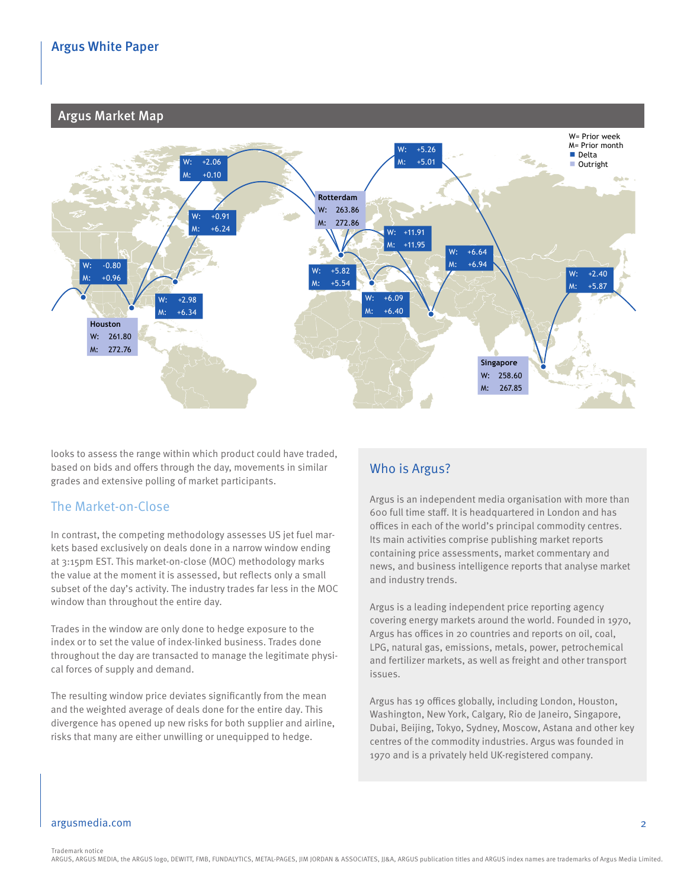## Argus Market Map

W= Prior week
M= Prior month
■ Delta
■ Outright

| Location | W | M |
| --- | --- | --- |
| Houston | 261.80 | 272.76 |
| Rotterdam | 263.86 | 272.86 |
| Singapore | 258.60 | 267.85 |

| W | M |
| --- | --- |
| +2.06 | +0.10 |
| +0.91 | +6.24 |
| -0.80 | +0.96 |
| +2.98 | +6.34 |
| +5.26 | +5.01 |
| +11.91 | +11.95 |
| +5.82 | +5.54 |
| +6.09 | +6.40 |
| +6.64 | +6.94 |
| +2.40 | +5.87 |

looks to assess the range within which product could have traded, based on bids and offers through the day, movements in similar grades and extensive polling of market participants.

### The Market-on-Close

In contrast, the competing methodology assesses US jet fuel markets based exclusively on deals done in a narrow window ending at 3:15pm EST. This market-on-close (MOC) methodology marks the value at the moment it is assessed, but reflects only a small subset of the day's activity. The industry trades far less in the MOC window than throughout the entire day.

Trades in the window are only done to hedge exposure to the index or to set the value of index-linked business. Trades done throughout the day are transacted to manage the legitimate physical forces of supply and demand.

The resulting window price deviates significantly from the mean and the weighted average of deals done for the entire day. This divergence has opened up new risks for both supplier and airline, risks that many are either unwilling or unequipped to hedge.

### Who is Argus?

Argus is an independent media organisation with more than 600 full time staff. It is headquartered in London and has offices in each of the world's principal commodity centres. Its main activities comprise publishing market reports containing price assessments, market commentary and news, and business intelligence reports that analyse market and industry trends.

Argus is a leading independent price reporting agency covering energy markets around the world. Founded in 1970, Argus has offices in 20 countries and reports on oil, coal, LPG, natural gas, emissions, metals, power, petrochemical and fertilizer markets, as well as freight and other transport issues.

Argus has 19 offices globally, including London, Houston, Washington, New York, Calgary, Rio de Janeiro, Singapore, Dubai, Beijing, Tokyo, Sydney, Moscow, Astana and other key centres of the commodity industries. Argus was founded in 1970 and is a privately held UK-registered company.

Trademark notice
ARGUS, ARGUS MEDIA, the ARGUS logo, DEWITT, FMB, FUNDALYTICS, METAL-PAGES, JIM JORDAN & ASSOCIATES, JJ&A, ARGUS publication titles and ARGUS index names are trademarks of Argus Media Limited.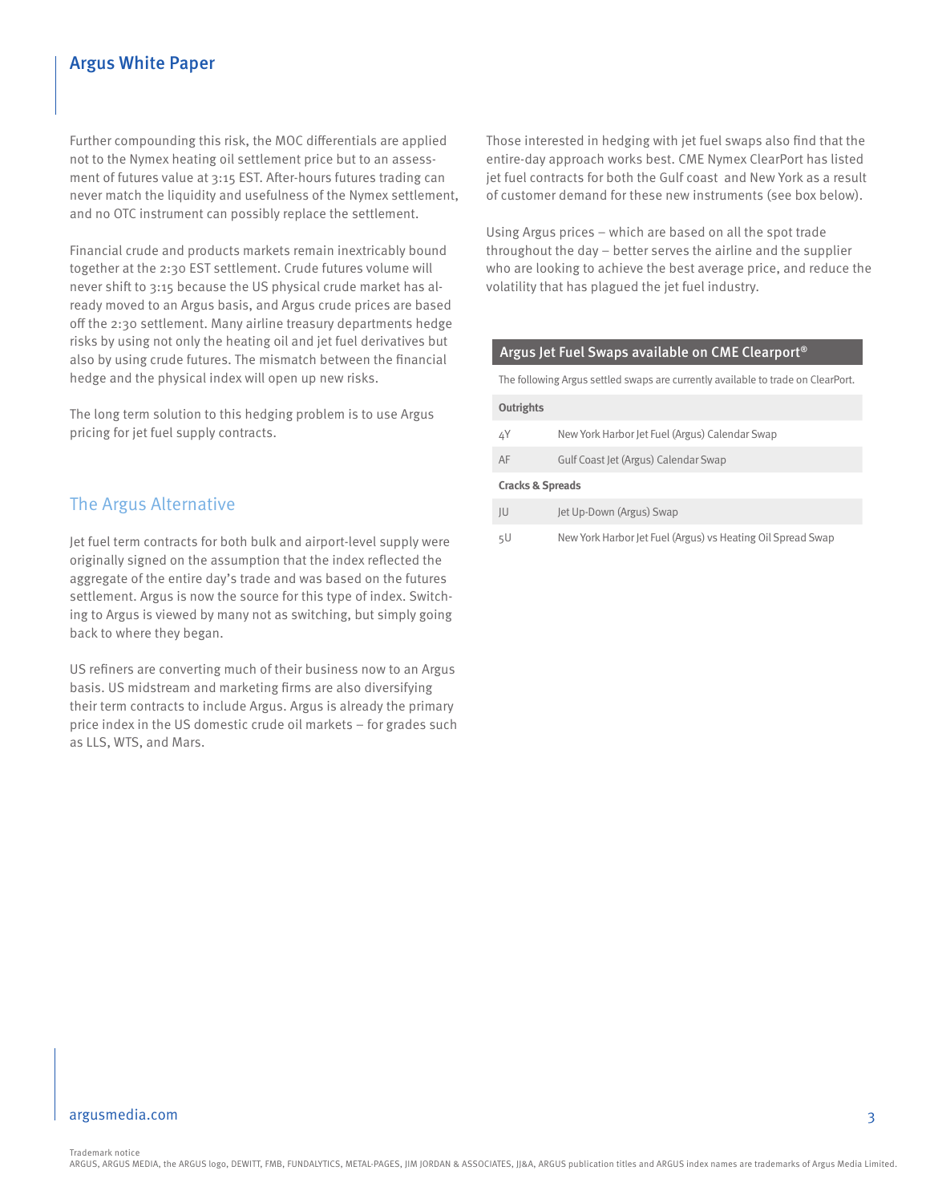Further compounding this risk, the MOC differentials are applied not to the Nymex heating oil settlement price but to an assessment of futures value at 3:15 EST. After-hours futures trading can never match the liquidity and usefulness of the Nymex settlement, and no OTC instrument can possibly replace the settlement.

Financial crude and products markets remain inextricably bound together at the 2:30 EST settlement. Crude futures volume will never shift to 3:15 because the US physical crude market has already moved to an Argus basis, and Argus crude prices are based off the 2:30 settlement. Many airline treasury departments hedge risks by using not only the heating oil and jet fuel derivatives but also by using crude futures. The mismatch between the financial hedge and the physical index will open up new risks.

The long term solution to this hedging problem is to use Argus pricing for jet fuel supply contracts.

## The Argus Alternative

Jet fuel term contracts for both bulk and airport-level supply were originally signed on the assumption that the index reflected the aggregate of the entire day's trade and was based on the futures settlement. Argus is now the source for this type of index. Switching to Argus is viewed by many not as switching, but simply going back to where they began.

US refiners are converting much of their business now to an Argus basis. US midstream and marketing firms are also diversifying their term contracts to include Argus. Argus is already the primary price index in the US domestic crude oil markets – for grades such as LLS, WTS, and Mars.

Those interested in hedging with jet fuel swaps also find that the entire-day approach works best. CME Nymex ClearPort has listed jet fuel contracts for both the Gulf coast and New York as a result of customer demand for these new instruments (see box below).

Using Argus prices – which are based on all the spot trade throughout the day – better serves the airline and the supplier who are looking to achieve the best average price, and reduce the volatility that has plagued the jet fuel industry.

### Argus Jet Fuel Swaps available on CME Clearport®

The following Argus settled swaps are currently available to trade on ClearPort.

| Code | Swap |
|---|---|
| **Outrights** | |
| 4Y | New York Harbor Jet Fuel (Argus) Calendar Swap |
| AF | Gulf Coast Jet (Argus) Calendar Swap |
| **Cracks & Spreads** | |
| JU | Jet Up-Down (Argus) Swap |
| 5U | New York Harbor Jet Fuel (Argus) vs Heating Oil Spread Swap |

Trademark notice
ARGUS, ARGUS MEDIA, the ARGUS logo, DEWITT, FMB, FUNDALYTICS, METAL-PAGES, JIM JORDAN & ASSOCIATES, JJ&A, ARGUS publication titles and ARGUS index names are trademarks of Argus Media Limited.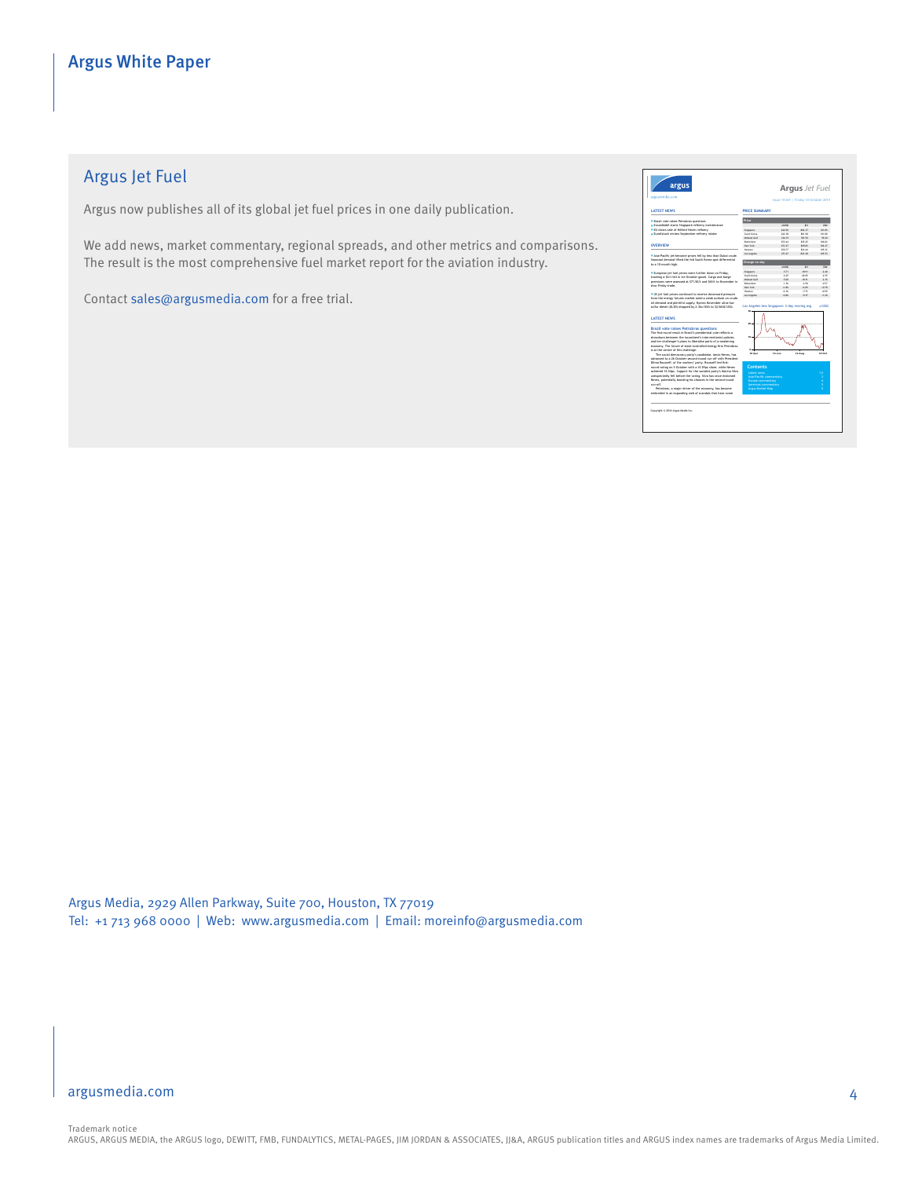## Argus Jet Fuel

Argus now publishes all of its global jet fuel prices in one daily publication.

We add news, market commentary, regional spreads, and other metrics and comparisons. The result is the most comprehensive fuel market report for the aviation industry.

Contact sales@argusmedia.com for a free trial.

Argus Media, 2929 Allen Parkway, Suite 700, Houston, TX 77019
Tel: +1 713 968 0000 | Web: www.argusmedia.com | Email: moreinfo@argusmedia.com

Trademark notice
ARGUS, ARGUS MEDIA, the ARGUS logo, DEWITT, FMB, FUNDALYTICS, METAL-PAGES, JIM JORDAN & ASSOCIATES, JJ&A, ARGUS publication titles and ARGUS index names are trademarks of Argus Media Limited.